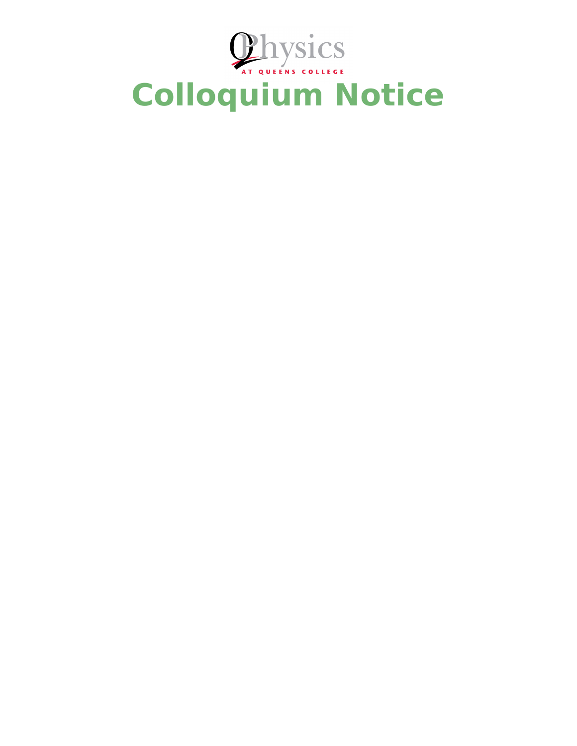Physics

AT QUEENS COLLEGE

# Colloquium Notice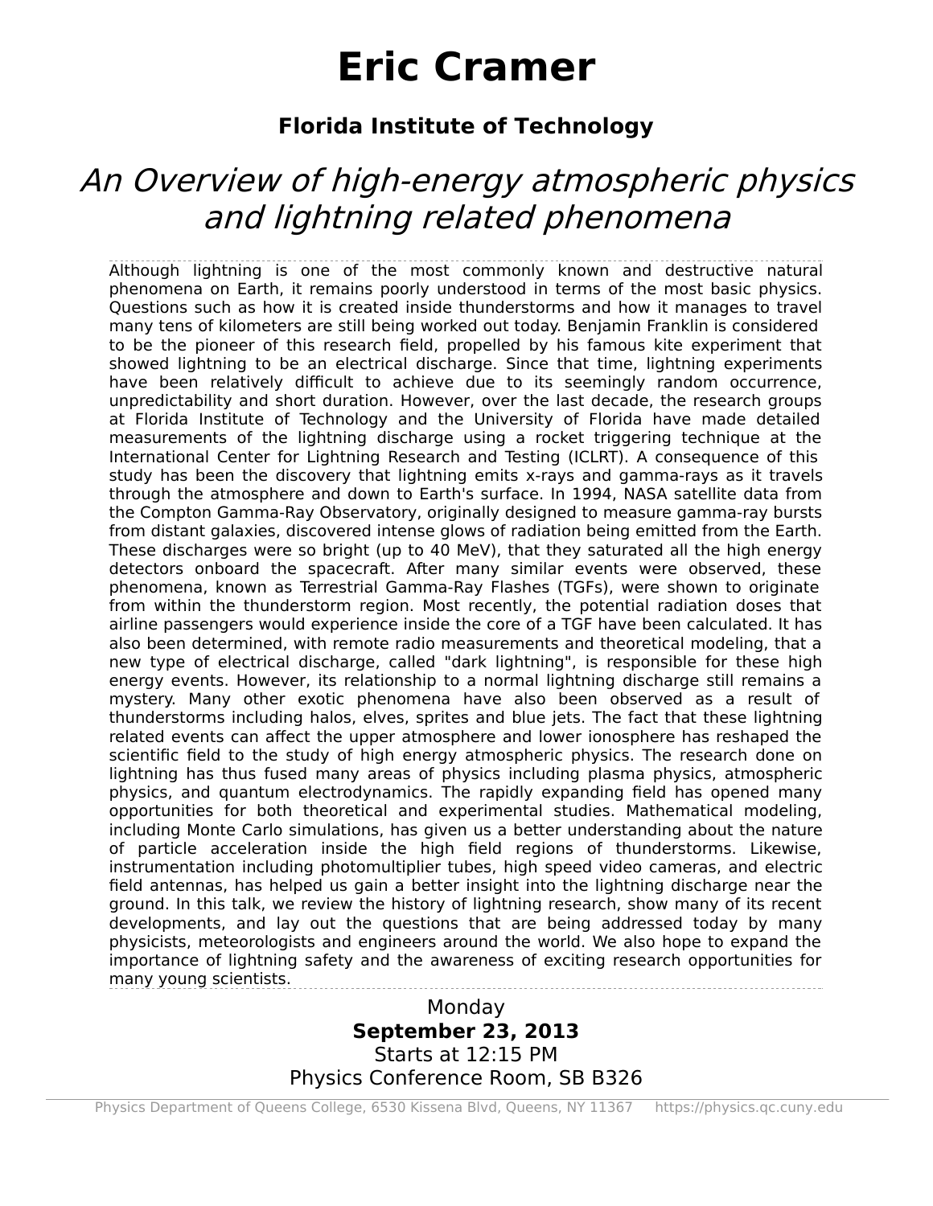# Eric Cramer

### Florida Institute of Technology

## *An Overview of high-energy atmospheric physics and lightning related phenomena*

Although lightning is one of the most commonly known and destructive natural phenomena on Earth, it remains poorly understood in terms of the most basic physics. Questions such as how it is created inside thunderstorms and how it manages to travel many tens of kilometers are still being worked out today. Benjamin Franklin is considered to be the pioneer of this research field, propelled by his famous kite experiment that showed lightning to be an electrical discharge. Since that time, lightning experiments have been relatively difficult to achieve due to its seemingly random occurrence, unpredictability and short duration. However, over the last decade, the research groups at Florida Institute of Technology and the University of Florida have made detailed measurements of the lightning discharge using a rocket triggering technique at the International Center for Lightning Research and Testing (ICLRT). A consequence of this study has been the discovery that lightning emits x-rays and gamma-rays as it travels through the atmosphere and down to Earth's surface. In 1994, NASA satellite data from the Compton Gamma-Ray Observatory, originally designed to measure gamma-ray bursts from distant galaxies, discovered intense glows of radiation being emitted from the Earth. These discharges were so bright (up to 40 MeV), that they saturated all the high energy detectors onboard the spacecraft. After many similar events were observed, these phenomena, known as Terrestrial Gamma-Ray Flashes (TGFs), were shown to originate from within the thunderstorm region. Most recently, the potential radiation doses that airline passengers would experience inside the core of a TGF have been calculated. It has also been determined, with remote radio measurements and theoretical modeling, that a new type of electrical discharge, called "dark lightning", is responsible for these high energy events. However, its relationship to a normal lightning discharge still remains a mystery. Many other exotic phenomena have also been observed as a result of thunderstorms including halos, elves, sprites and blue jets. The fact that these lightning related events can affect the upper atmosphere and lower ionosphere has reshaped the scientific field to the study of high energy atmospheric physics. The research done on lightning has thus fused many areas of physics including plasma physics, atmospheric physics, and quantum electrodynamics. The rapidly expanding field has opened many opportunities for both theoretical and experimental studies. Mathematical modeling, including Monte Carlo simulations, has given us a better understanding about the nature of particle acceleration inside the high field regions of thunderstorms. Likewise, instrumentation including photomultiplier tubes, high speed video cameras, and electric field antennas, has helped us gain a better insight into the lightning discharge near the ground. In this talk, we review the history of lightning research, show many of its recent developments, and lay out the questions that are being addressed today by many physicists, meteorologists and engineers around the world. We also hope to expand the importance of lightning safety and the awareness of exciting research opportunities for many young scientists.

Monday

**September 23, 2013**

Starts at 12:15 PM

Physics Conference Room, SB B326

Physics Department of Queens College, 6530 Kissena Blvd, Queens, NY 11367 https://physics.qc.cuny.edu